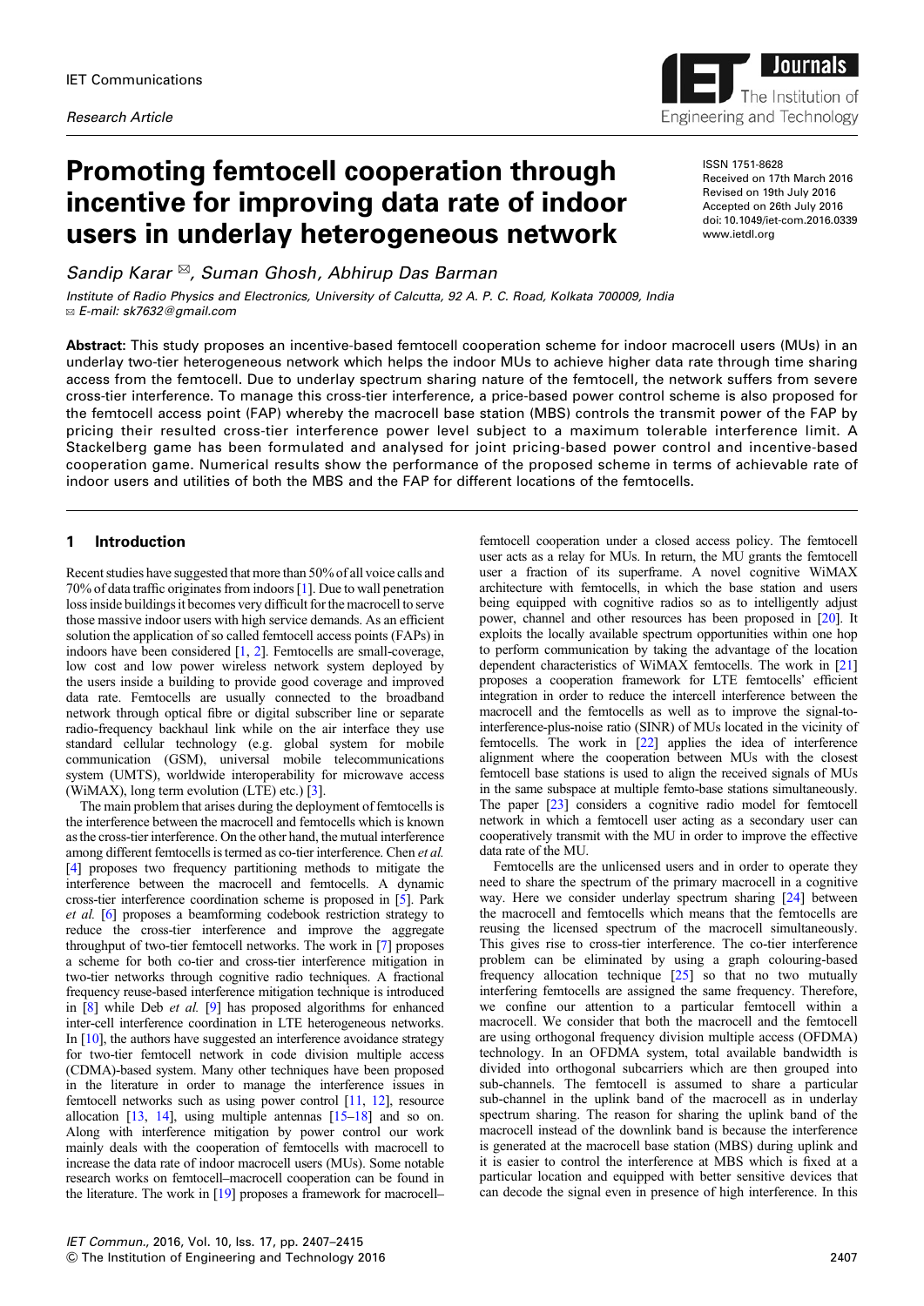IET Communications

Research Article

# Promoting femtocell cooperation through incentive for improving data rate of indoor users in underlay heterogeneous network

ISSN 1751-8628
Received on 17th March 2016
Revised on 19th July 2016
Accepted on 26th July 2016
doi: 10.1049/iet-com.2016.0339
www.ietdl.org

*Sandip Karar ✉, Suman Ghosh, Abhirup Das Barman*

*Institute of Radio Physics and Electronics, University of Calcutta, 92 A. P. C. Road, Kolkata 700009, India*
*✉ E-mail: sk7632@gmail.com*

**Abstract:** This study proposes an incentive-based femtocell cooperation scheme for indoor macrocell users (MUs) in an underlay two-tier heterogeneous network which helps the indoor MUs to achieve higher data rate through time sharing access from the femtocell. Due to underlay spectrum sharing nature of the femtocell, the network suffers from severe cross-tier interference. To manage this cross-tier interference, a price-based power control scheme is also proposed for the femtocell access point (FAP) whereby the macrocell base station (MBS) controls the transmit power of the FAP by pricing their resulted cross-tier interference power level subject to a maximum tolerable interference limit. A Stackelberg game has been formulated and analysed for joint pricing-based power control and incentive-based cooperation game. Numerical results show the performance of the proposed scheme in terms of achievable rate of indoor users and utilities of both the MBS and the FAP for different locations of the femtocells.

## 1 Introduction

Recent studies have suggested that more than 50% of all voice calls and 70% of data traffic originates from indoors [1]. Due to wall penetration loss inside buildings it becomes very difficult for the macrocell to serve those massive indoor users with high service demands. As an efficient solution the application of so called femtocell access points (FAPs) in indoors have been considered [1, 2]. Femtocells are small-coverage, low cost and low power wireless network system deployed by the users inside a building to provide good coverage and improved data rate. Femtocells are usually connected to the broadband network through optical fibre or digital subscriber line or separate radio-frequency backhaul link while on the air interface they use standard cellular technology (e.g. global system for mobile communication (GSM), universal mobile telecommunications system (UMTS), worldwide interoperability for microwave access (WiMAX), long term evolution (LTE) etc.) [3].

The main problem that arises during the deployment of femtocells is the interference between the macrocell and femtocells which is known as the cross-tier interference. On the other hand, the mutual interference among different femtocells is termed as co-tier interference. Chen *et al.* [4] proposes two frequency partitioning methods to mitigate the interference between the macrocell and femtocells. A dynamic cross-tier interference coordination scheme is proposed in [5]. Park *et al.* [6] proposes a beamforming codebook restriction strategy to reduce the cross-tier interference and improve the aggregate throughput of two-tier femtocell networks. The work in [7] proposes a scheme for both co-tier and cross-tier interference mitigation in two-tier networks through cognitive radio techniques. A fractional frequency reuse-based interference mitigation technique is introduced in [8] while Deb *et al.* [9] has proposed algorithms for enhanced inter-cell interference coordination in LTE heterogeneous networks. In [10], the authors have suggested an interference avoidance strategy for two-tier femtocell network in code division multiple access (CDMA)-based system. Many other techniques have been proposed in the literature in order to manage the interference issues in femtocell networks such as using power control [11, 12], resource allocation [13, 14], using multiple antennas [15–18] and so on. Along with interference mitigation by power control our work mainly deals with the cooperation of femtocells with macrocell to increase the data rate of indoor macrocell users (MUs). Some notable research works on femtocell–macrocell cooperation can be found in the literature. The work in [19] proposes a framework for macrocell–femtocell cooperation under a closed access policy. The femtocell user acts as a relay for MUs. In return, the MU grants the femtocell user a fraction of its superframe. A novel cognitive WiMAX architecture with femtocells, in which the base station and users being equipped with cognitive radios so as to intelligently adjust power, channel and other resources has been proposed in [20]. It exploits the locally available spectrum opportunities within one hop to perform communication by taking the advantage of the location dependent characteristics of WiMAX femtocells. The work in [21] proposes a cooperation framework for LTE femtocells' efficient integration in order to reduce the intercell interference between the macrocell and the femtocells as well as to improve the signal-to-interference-plus-noise ratio (SINR) of MUs located in the vicinity of femtocells. The work in [22] applies the idea of interference alignment where the cooperation between MUs with the closest femtocell base stations is used to align the received signals of MUs in the same subspace at multiple femto-base stations simultaneously. The paper [23] considers a cognitive radio model for femtocell network in which a femtocell user acting as a secondary user can cooperatively transmit with the MU in order to improve the effective data rate of the MU.

Femtocells are the unlicensed users and in order to operate they need to share the spectrum of the primary macrocell in a cognitive way. Here we consider underlay spectrum sharing [24] between the macrocell and femtocells which means that the femtocells are reusing the licensed spectrum of the macrocell simultaneously. This gives rise to cross-tier interference. The co-tier interference problem can be eliminated by using a graph colouring-based frequency allocation technique [25] so that no two mutually interfering femtocells are assigned the same frequency. Therefore, we confine our attention to a particular femtocell within a macrocell. We consider that both the macrocell and the femtocell are using orthogonal frequency division multiple access (OFDMA) technology. In an OFDMA system, total available bandwidth is divided into orthogonal subcarriers which are then grouped into sub-channels. The femtocell is assumed to share a particular sub-channel in the uplink band of the macrocell as in underlay spectrum sharing. The reason for sharing the uplink band of the macrocell instead of the downlink band is because the interference is generated at the macrocell base station (MBS) during uplink and it is easier to control the interference at MBS which is fixed at a particular location and equipped with better sensitive devices that can decode the signal even in presence of high interference. In this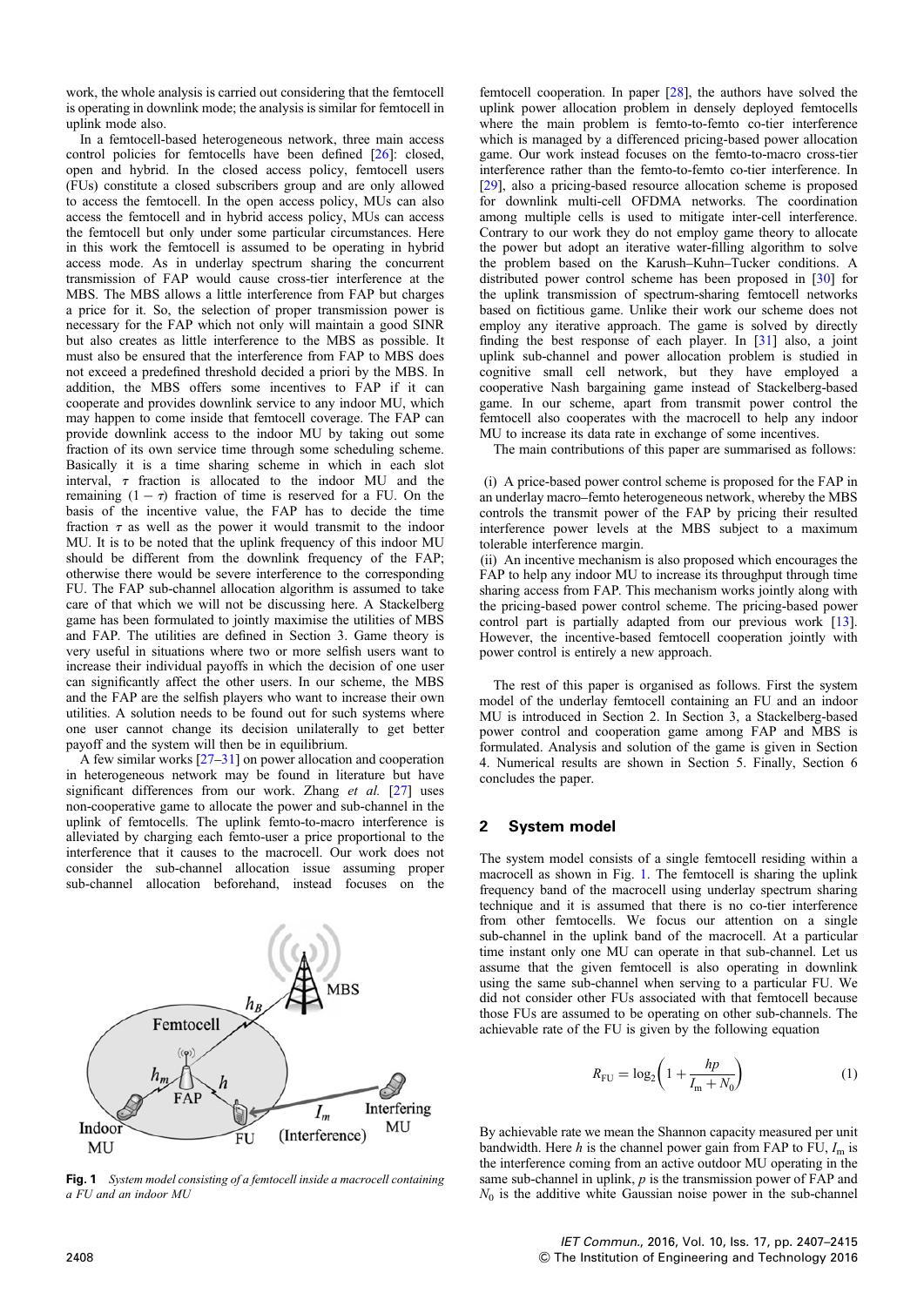work, the whole analysis is carried out considering that the femtocell is operating in downlink mode; the analysis is similar for femtocell in uplink mode also.

In a femtocell-based heterogeneous network, three main access control policies for femtocells have been defined [26]: closed, open and hybrid. In the closed access policy, femtocell users (FUs) constitute a closed subscribers group and are only allowed to access the femtocell. In the open access policy, MUs can also access the femtocell and in hybrid access policy, MUs can access the femtocell but only under some particular circumstances. Here in this work the femtocell is assumed to be operating in hybrid access mode. As in underlay spectrum sharing the concurrent transmission of FAP would cause cross-tier interference at the MBS. The MBS allows a little interference from FAP but charges a price for it. So, the selection of proper transmission power is necessary for the FAP which not only will maintain a good SINR but also creates as little interference to the MBS as possible. It must also be ensured that the interference from FAP to MBS does not exceed a predefined threshold decided a priori by the MBS. In addition, the MBS offers some incentives to FAP if it can cooperate and provides downlink service to any indoor MU, which may happen to come inside that femtocell coverage. The FAP can provide downlink access to the indoor MU by taking out some fraction of its own service time through some scheduling scheme. Basically it is a time sharing scheme in which in each slot interval, $\tau$ fraction is allocated to the indoor MU and the remaining $(1 - \tau)$ fraction of time is reserved for a FU. On the basis of the incentive value, the FAP has to decide the time fraction $\tau$ as well as the power it would transmit to the indoor MU. It is to be noted that the uplink frequency of this indoor MU should be different from the downlink frequency of the FAP; otherwise there would be severe interference to the corresponding FU. The FAP sub-channel allocation algorithm is assumed to take care of that which we will not be discussing here. A Stackelberg game has been formulated to jointly maximise the utilities of MBS and FAP. The utilities are defined in Section 3. Game theory is very useful in situations where two or more selfish users want to increase their individual payoffs in which the decision of one user can significantly affect the other users. In our scheme, the MBS and the FAP are the selfish players who want to increase their own utilities. A solution needs to be found out for such systems where one user cannot change its decision unilaterally to get better payoff and the system will then be in equilibrium.

A few similar works [27–31] on power allocation and cooperation in heterogeneous network may be found in literature but have significant differences from our work. Zhang *et al.* [27] uses non-cooperative game to allocate the power and sub-channel in the uplink of femtocells. The uplink femto-to-macro interference is alleviated by charging each femto-user a price proportional to the interference that it causes to the macrocell. Our work does not consider the sub-channel allocation issue assuming proper sub-channel allocation beforehand, instead focuses on the femtocell cooperation. In paper [28], the authors have solved the uplink power allocation problem in densely deployed femtocells where the main problem is femto-to-femto co-tier interference which is managed by a differenced pricing-based power allocation game. Our work instead focuses on the femto-to-macro cross-tier interference rather than the femto-to-femto co-tier interference. In [29], also a pricing-based resource allocation scheme is proposed for downlink multi-cell OFDMA networks. The coordination among multiple cells is used to mitigate inter-cell interference. Contrary to our work they do not employ game theory to allocate the power but adopt an iterative water-filling algorithm to solve the problem based on the Karush–Kuhn–Tucker conditions. A distributed power control scheme has been proposed in [30] for the uplink transmission of spectrum-sharing femtocell networks based on fictitious game. Unlike their work our scheme does not employ any iterative approach. The game is solved by directly finding the best response of each player. In [31] also, a joint uplink sub-channel and power allocation problem is studied in cognitive small cell network, but they have employed a cooperative Nash bargaining game instead of Stackelberg-based game. In our scheme, apart from transmit power control the femtocell also cooperates with the macrocell to help any indoor MU to increase its data rate in exchange of some incentives.

The main contributions of this paper are summarised as follows:

(i) A price-based power control scheme is proposed for the FAP in an underlay macro–femto heterogeneous network, whereby the MBS controls the transmit power of the FAP by pricing their resulted interference power levels at the MBS subject to a maximum tolerable interference margin.
(ii) An incentive mechanism is also proposed which encourages the FAP to help any indoor MU to increase its throughput through time sharing access from FAP. This mechanism works jointly along with the pricing-based power control scheme. The pricing-based power control part is partially adapted from our previous work [13]. However, the incentive-based femtocell cooperation jointly with power control is entirely a new approach.

The rest of this paper is organised as follows. First the system model of the underlay femtocell containing an FU and an indoor MU is introduced in Section 2. In Section 3, a Stackelberg-based power control and cooperation game among FAP and MBS is formulated. Analysis and solution of the game is given in Section 4. Numerical results are shown in Section 5. Finally, Section 6 concludes the paper.

## 2 System model

The system model consists of a single femtocell residing within a macrocell as shown in Fig. 1. The femtocell is sharing the uplink frequency band of the macrocell using underlay spectrum sharing technique and it is assumed that there is no co-tier interference from other femtocells. We focus our attention on a single sub-channel in the uplink band of the macrocell. At a particular time instant only one MU can operate in that sub-channel. Let us assume that the given femtocell is also operating in downlink using the same sub-channel when serving to a particular FU. We did not consider other FUs associated with that femtocell because those FUs are assumed to be operating on other sub-channels. The achievable rate of the FU is given by the following equation

$$R_{\mathrm{FU}} = \log_2\left(1 + \frac{hp}{I_{\mathrm{m}} + N_0}\right) \tag{1}$$

By achievable rate we mean the Shannon capacity measured per unit bandwidth. Here $h$ is the channel power gain from FAP to FU, $I_{\mathrm{m}}$ is the interference coming from an active outdoor MU operating in the same sub-channel in uplink, $p$ is the transmission power of FAP and $N_0$ is the additive white Gaussian noise power in the sub-channel

**Fig. 1** *System model consisting of a femtocell inside a macrocell containing a FU and an indoor MU*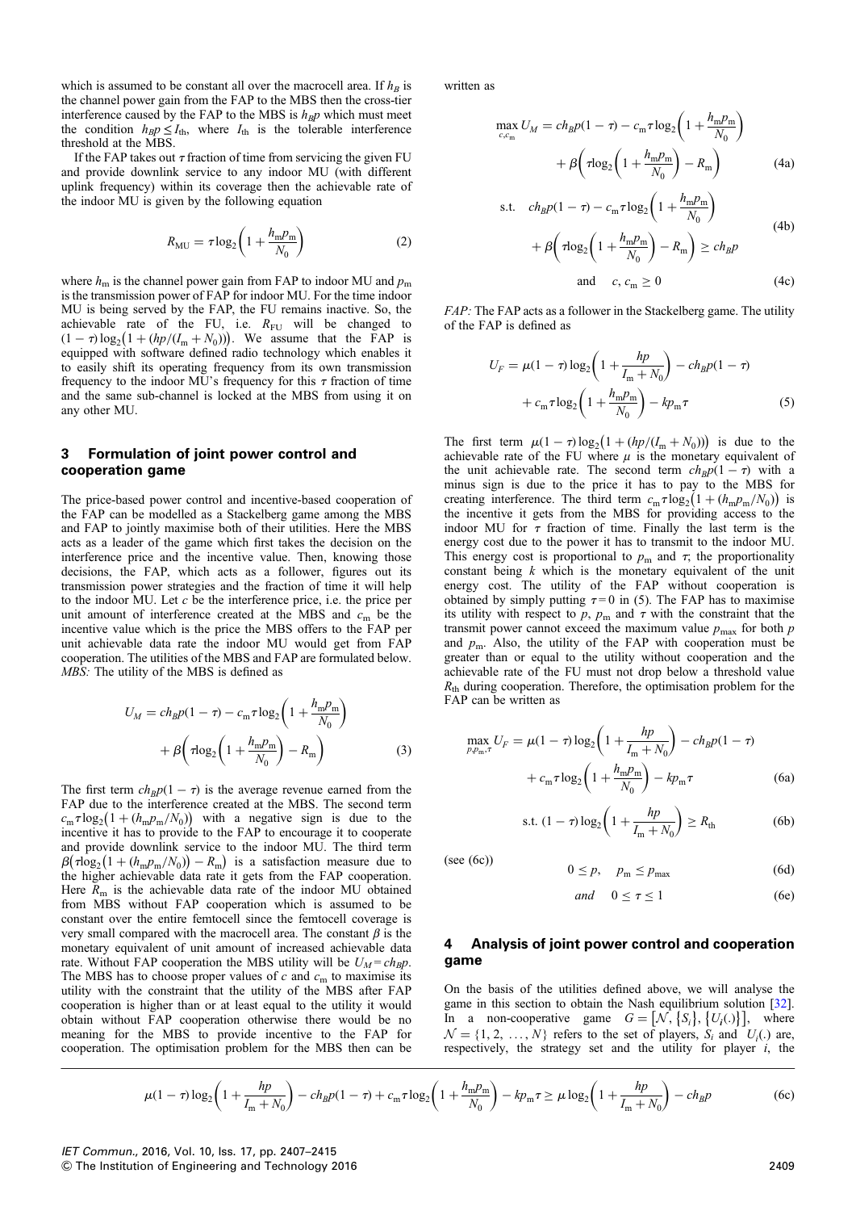which is assumed to be constant all over the macrocell area. If $h_B$ is the channel power gain from the FAP to the MBS then the cross-tier interference caused by the FAP to the MBS is $h_B p$ which must meet the condition $h_B p \le I_{\text{th}}$, where $I_{\text{th}}$ is the tolerable interference threshold at the MBS.

If the FAP takes out $\tau$ fraction of time from servicing the given FU and provide downlink service to any indoor MU (with different uplink frequency) within its coverage then the achievable rate of the indoor MU is given by the following equation

$$R_{\text{MU}} = \tau \log_2\left(1 + \frac{h_{\text{m}} p_{\text{m}}}{N_0}\right) \tag{2}$$

where $h_{\text{m}}$ is the channel power gain from FAP to indoor MU and $p_{\text{m}}$ is the transmission power of FAP for indoor MU. For the time indoor MU is being served by the FAP, the FU remains inactive. So, the achievable rate of the FU, i.e. $R_{\text{FU}}$ will be changed to $(1-\tau)\log_2\left(1 + (hp/(I_{\text{m}} + N_0))\right)$. We assume that the FAP is equipped with software defined radio technology which enables it to easily shift its operating frequency from its own transmission frequency to the indoor MU's frequency for this $\tau$ fraction of time and the same sub-channel is locked at the MBS from using it on any other MU.

## 3 Formulation of joint power control and cooperation game

The price-based power control and incentive-based cooperation of the FAP can be modelled as a Stackelberg game among the MBS and FAP to jointly maximise both of their utilities. Here the MBS acts as a leader of the game which first takes the decision on the interference price and the incentive value. Then, knowing those decisions, the FAP, which acts as a follower, figures out its transmission power strategies and the fraction of time it will help to the indoor MU. Let $c$ be the interference price, i.e. the price per unit amount of interference created at the MBS and $c_{\text{m}}$ be the incentive value which is the price the MBS offers to the FAP per unit achievable data rate the indoor MU would get from FAP cooperation. The utilities of the MBS and FAP are formulated below.

*MBS:* The utility of the MBS is defined as

$$U_M = ch_B p(1-\tau) - c_{\text{m}}\tau\log_2\left(1 + \frac{h_{\text{m}} p_{\text{m}}}{N_0}\right) + \beta\left(\tau\log_2\left(1 + \frac{h_{\text{m}} p_{\text{m}}}{N_0}\right) - R_{\text{m}}\right) \tag{3}$$

The first term $ch_B p(1-\tau)$ is the average revenue earned from the FAP due to the interference created at the MBS. The second term $c_{\text{m}}\tau\log_2\left(1 + (h_{\text{m}} p_{\text{m}}/N_0)\right)$ with a negative sign is due to the incentive it has to provide to the FAP to encourage it to cooperate and provide downlink service to the indoor MU. The third term $\beta\left(\tau\log_2\left(1 + (h_{\text{m}} p_{\text{m}}/N_0)\right) - R_{\text{m}}\right)$ is a satisfaction measure due to the higher achievable data rate it gets from the FAP cooperation. Here $R_{\text{m}}$ is the achievable data rate of the indoor MU obtained from MBS without FAP cooperation which is assumed to be constant over the entire femtocell since the femtocell coverage is very small compared with the macrocell area. The constant $\beta$ is the monetary equivalent of unit amount of increased achievable data rate. Without FAP cooperation the MBS utility will be $U_M = ch_B p$. The MBS has to choose proper values of $c$ and $c_{\text{m}}$ to maximise its utility with the constraint that the utility of the MBS after FAP cooperation is higher than or at least equal to the utility it would obtain without FAP cooperation otherwise there would be no meaning for the MBS to provide incentive to the FAP for cooperation. The optimisation problem for the MBS then can be written as

$$\max_{c, c_{\text{m}}} U_M = ch_B p(1-\tau) - c_{\text{m}}\tau\log_2\left(1 + \frac{h_{\text{m}} p_{\text{m}}}{N_0}\right) + \beta\left(\tau\log_2\left(1 + \frac{h_{\text{m}} p_{\text{m}}}{N_0}\right) - R_{\text{m}}\right) \tag{4a}$$

$$\text{s.t.}\quad ch_B p(1-\tau) - c_{\text{m}}\tau\log_2\left(1 + \frac{h_{\text{m}} p_{\text{m}}}{N_0}\right) + \beta\left(\tau\log_2\left(1 + \frac{h_{\text{m}} p_{\text{m}}}{N_0}\right) - R_{\text{m}}\right) \ge ch_B p \tag{4b}$$

$$\text{and}\quad c, c_{\text{m}} \ge 0 \tag{4c}$$

*FAP:* The FAP acts as a follower in the Stackelberg game. The utility of the FAP is defined as

$$U_F = \mu(1-\tau)\log_2\left(1 + \frac{hp}{I_{\text{m}} + N_0}\right) - ch_B p(1-\tau) + c_{\text{m}}\tau\log_2\left(1 + \frac{h_{\text{m}} p_{\text{m}}}{N_0}\right) - kp_{\text{m}}\tau \tag{5}$$

The first term $\mu(1-\tau)\log_2\left(1 + (hp/(I_{\text{m}} + N_0))\right)$ is due to the achievable rate of the FU where $\mu$ is the monetary equivalent of the unit achievable rate. The second term $ch_B p(1-\tau)$ with a minus sign is due to the price it has to pay to the MBS for creating interference. The third term $c_{\text{m}}\tau\log_2\left(1 + (h_{\text{m}} p_{\text{m}}/N_0)\right)$ is the incentive it gets from the MBS for providing access to the indoor MU for $\tau$ fraction of time. Finally the last term is the energy cost due to the power it has to transmit to the indoor MU. This energy cost is proportional to $p_{\text{m}}$ and $\tau$; the proportionality constant being $k$ which is the monetary equivalent of the unit energy cost. The utility of the FAP without cooperation is obtained by simply putting $\tau = 0$ in (5). The FAP has to maximise its utility with respect to $p$, $p_{\text{m}}$ and $\tau$ with the constraint that the transmit power cannot exceed the maximum value $p_{\max}$ for both $p$ and $p_{\text{m}}$. Also, the utility of the FAP with cooperation must be greater than or equal to the utility without cooperation and the achievable rate of the FU must not drop below a threshold value $R_{\text{th}}$ during cooperation. Therefore, the optimisation problem for the FAP can be written as

$$\max_{p, p_{\text{m}}, \tau} U_F = \mu(1-\tau)\log_2\left(1 + \frac{hp}{I_{\text{m}} + N_0}\right) - ch_B p(1-\tau) + c_{\text{m}}\tau\log_2\left(1 + \frac{h_{\text{m}} p_{\text{m}}}{N_0}\right) - kp_{\text{m}}\tau \tag{6a}$$

$$\text{s.t.}\ (1-\tau)\log_2\left(1 + \frac{hp}{I_{\text{m}} + N_0}\right) \ge R_{\text{th}} \tag{6b}$$

(see (6c))

$$0 \le p, \quad p_{\text{m}} \le p_{\max} \tag{6d}$$

$$\textit{and} \quad 0 \le \tau \le 1 \tag{6e}$$

$$\mu(1-\tau)\log_2\left(1 + \frac{hp}{I_{\text{m}} + N_0}\right) - ch_B p(1-\tau) + c_{\text{m}}\tau\log_2\left(1 + \frac{h_{\text{m}} p_{\text{m}}}{N_0}\right) - kp_{\text{m}}\tau \ge \mu\log_2\left(1 + \frac{hp}{I_{\text{m}} + N_0}\right) - ch_B p \tag{6c}$$

## 4 Analysis of joint power control and cooperation game

On the basis of the utilities defined above, we will analyse the game in this section to obtain the Nash equilibrium solution [32]. In a non-cooperative game $G = \left[\mathcal{N}, \{S_i\}, \{U_i(.)\}\right]$, where $\mathcal{N} = \{1, 2, \ldots, N\}$ refers to the set of players, $S_i$ and $U_i(.)$ are, respectively, the strategy set and the utility for player $i$, the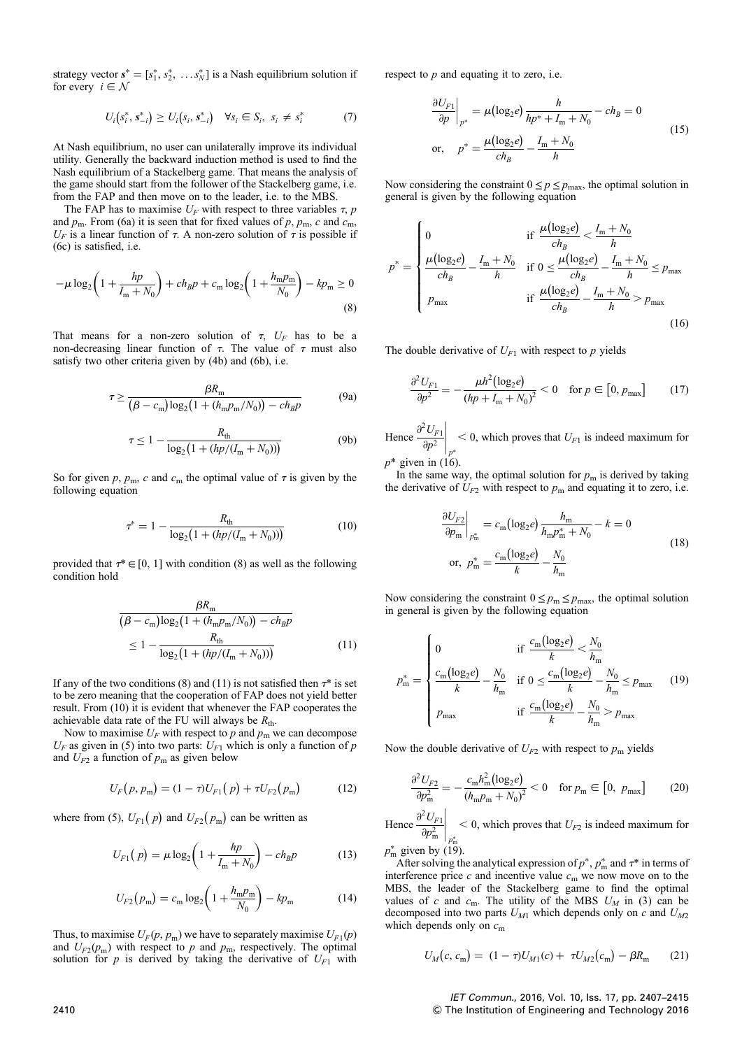strategy vector $\boldsymbol{s}^* = [s_1^*, s_2^*, \dots s_N^*]$ is a Nash equilibrium solution if for every $i \in \mathcal{N}$

$$U_i(s_i^*, \boldsymbol{s}_{-i}^*) \ge U_i(s_i, \boldsymbol{s}_{-i}^*) \quad \forall s_i \in S_i, \; s_i \ne s_i^* \tag{7}$$

At Nash equilibrium, no user can unilaterally improve its individual utility. Generally the backward induction method is used to find the Nash equilibrium of a Stackelberg game. That means the analysis of the game should start from the follower of the Stackelberg game, i.e. from the FAP and then move on to the leader, i.e. to the MBS.

The FAP has to maximise $U_F$ with respect to three variables $\tau$, $p$ and $p_\text{m}$. From (6a) it is seen that for fixed values of $p$, $p_\text{m}$, $c$ and $c_\text{m}$, $U_F$ is a linear function of $\tau$. A non-zero solution of $\tau$ is possible if (6c) is satisfied, i.e.

$$-\mu \log_2\left(1 + \frac{hp}{I_\text{m} + N_0}\right) + ch_B p + c_\text{m} \log_2\left(1 + \frac{h_\text{m} p_\text{m}}{N_0}\right) - kp_\text{m} \ge 0 \tag{8}$$

That means for a non-zero solution of $\tau$, $U_F$ has to be a non-decreasing linear function of $\tau$. The value of $\tau$ must also satisfy two other criteria given by (4b) and (6b), i.e.

$$\tau \ge \frac{\beta R_\text{m}}{(\beta - c_\text{m})\log_2\left(1 + (h_\text{m} p_\text{m}/N_0)\right) - ch_B p} \tag{9a}$$

$$\tau \le 1 - \frac{R_\text{th}}{\log_2\left(1 + (hp/(I_\text{m} + N_0))\right)} \tag{9b}$$

So for given $p$, $p_\text{m}$, $c$ and $c_\text{m}$ the optimal value of $\tau$ is given by the following equation

$$\tau^* = 1 - \frac{R_\text{th}}{\log_2\left(1 + (hp/(I_\text{m} + N_0))\right)} \tag{10}$$

provided that $\tau^* \in [0, 1]$ with condition (8) as well as the following condition hold

$$\frac{\beta R_\text{m}}{(\beta - c_\text{m})\log_2\left(1 + (h_\text{m} p_\text{m}/N_0)\right) - ch_B p} \le 1 - \frac{R_\text{th}}{\log_2\left(1 + (hp/(I_\text{m} + N_0))\right)} \tag{11}$$

If any of the two conditions (8) and (11) is not satisfied then $\tau^*$ is set to be zero meaning that the cooperation of FAP does not yield better result. From (10) it is evident that whenever the FAP cooperates the achievable data rate of the FU will always be $R_\text{th}$.

Now to maximise $U_F$ with respect to $p$ and $p_\text{m}$ we can decompose $U_F$ as given in (5) into two parts: $U_{F1}$ which is only a function of $p$ and $U_{F2}$ a function of $p_\text{m}$ as given below

$$U_F(p, p_\text{m}) = (1 - \tau)U_{F1}(p) + \tau U_{F2}(p_\text{m}) \tag{12}$$

where from (5), $U_{F1}(p)$ and $U_{F2}(p_\text{m})$ can be written as

$$U_{F1}(p) = \mu \log_2\left(1 + \frac{hp}{I_\text{m} + N_0}\right) - ch_B p \tag{13}$$

$$U_{F2}(p_\text{m}) = c_\text{m} \log_2\left(1 + \frac{h_\text{m} p_\text{m}}{N_0}\right) - kp_\text{m} \tag{14}$$

Thus, to maximise $U_F(p, p_\text{m})$ we have to separately maximise $U_{F1}(p)$ and $U_{F2}(p_\text{m})$ with respect to $p$ and $p_\text{m}$, respectively. The optimal solution for $p$ is derived by taking the derivative of $U_{F1}$ with respect to $p$ and equating it to zero, i.e.

$$\left.\frac{\partial U_{F1}}{\partial p}\right|_{p^*} = \mu(\log_2 e)\frac{h}{hp^* + I_\text{m} + N_0} - ch_B = 0$$
$$\text{or,} \quad p^* = \frac{\mu(\log_2 e)}{ch_B} - \frac{I_\text{m} + N_0}{h} \tag{15}$$

Now considering the constraint $0 \le p \le p_\text{max}$, the optimal solution in general is given by the following equation

$$p^* = \begin{cases} 0 & \text{if } \dfrac{\mu(\log_2 e)}{ch_B} < \dfrac{I_\text{m} + N_0}{h} \\ \dfrac{\mu(\log_2 e)}{ch_B} - \dfrac{I_\text{m} + N_0}{h} & \text{if } 0 \le \dfrac{\mu(\log_2 e)}{ch_B} - \dfrac{I_\text{m} + N_0}{h} \le p_\text{max} \\ p_\text{max} & \text{if } \dfrac{\mu(\log_2 e)}{ch_B} - \dfrac{I_\text{m} + N_0}{h} > p_\text{max} \end{cases} \tag{16}$$

The double derivative of $U_{F1}$ with respect to $p$ yields

$$\frac{\partial^2 U_{F1}}{\partial p^2} = -\frac{\mu h^2(\log_2 e)}{(hp + I_\text{m} + N_0)^2} < 0 \quad \text{for } p \in [0, p_\text{max}] \tag{17}$$

Hence $\left.\dfrac{\partial^2 U_{F1}}{\partial p^2}\right|_{p^*} < 0$, which proves that $U_{F1}$ is indeed maximum for $p^*$ given in (16).

In the same way, the optimal solution for $p_\text{m}$ is derived by taking the derivative of $U_{F2}$ with respect to $p_\text{m}$ and equating it to zero, i.e.

$$\left.\frac{\partial U_{F2}}{\partial p_\text{m}}\right|_{p_\text{m}^*} = c_\text{m}(\log_2 e)\frac{h_\text{m}}{h_\text{m} p_\text{m}^* + N_0} - k = 0$$
$$\text{or,} \quad p_\text{m}^* = \frac{c_\text{m}(\log_2 e)}{k} - \frac{N_0}{h_\text{m}} \tag{18}$$

Now considering the constraint $0 \le p_\text{m} \le p_\text{max}$, the optimal solution in general is given by the following equation

$$p_\text{m}^* = \begin{cases} 0 & \text{if } \dfrac{c_\text{m}(\log_2 e)}{k} < \dfrac{N_0}{h_\text{m}} \\ \dfrac{c_\text{m}(\log_2 e)}{k} - \dfrac{N_0}{h_\text{m}} & \text{if } 0 \le \dfrac{c_\text{m}(\log_2 e)}{k} - \dfrac{N_0}{h_\text{m}} \le p_\text{max} \\ p_\text{max} & \text{if } \dfrac{c_\text{m}(\log_2 e)}{k} - \dfrac{N_0}{h_\text{m}} > p_\text{max} \end{cases} \tag{19}$$

Now the double derivative of $U_{F2}$ with respect to $p_\text{m}$ yields

$$\frac{\partial^2 U_{F2}}{\partial p_\text{m}^2} = -\frac{c_\text{m} h_\text{m}^2(\log_2 e)}{(h_\text{m} p_\text{m} + N_0)^2} < 0 \quad \text{for } p_\text{m} \in [0, \; p_\text{max}] \tag{20}$$

Hence $\left.\dfrac{\partial^2 U_{F1}}{\partial p_\text{m}^2}\right|_{p_\text{m}^*} < 0$, which proves that $U_{F2}$ is indeed maximum for $p_\text{m}^*$ given by (19).

After solving the analytical expression of $p^*$, $p_\text{m}^*$ and $\tau^*$ in terms of interference price $c$ and incentive value $c_\text{m}$ we now move on to the MBS, the leader of the Stackelberg game to find the optimal values of $c$ and $c_\text{m}$. The utility of the MBS $U_M$ in (3) can be decomposed into two parts $U_{M1}$ which depends only on $c$ and $U_{M2}$ which depends only on $c_\text{m}$

$$U_M(c, c_\text{m}) = (1 - \tau)U_{M1}(c) + \tau U_{M2}(c_\text{m}) - \beta R_\text{m} \tag{21}$$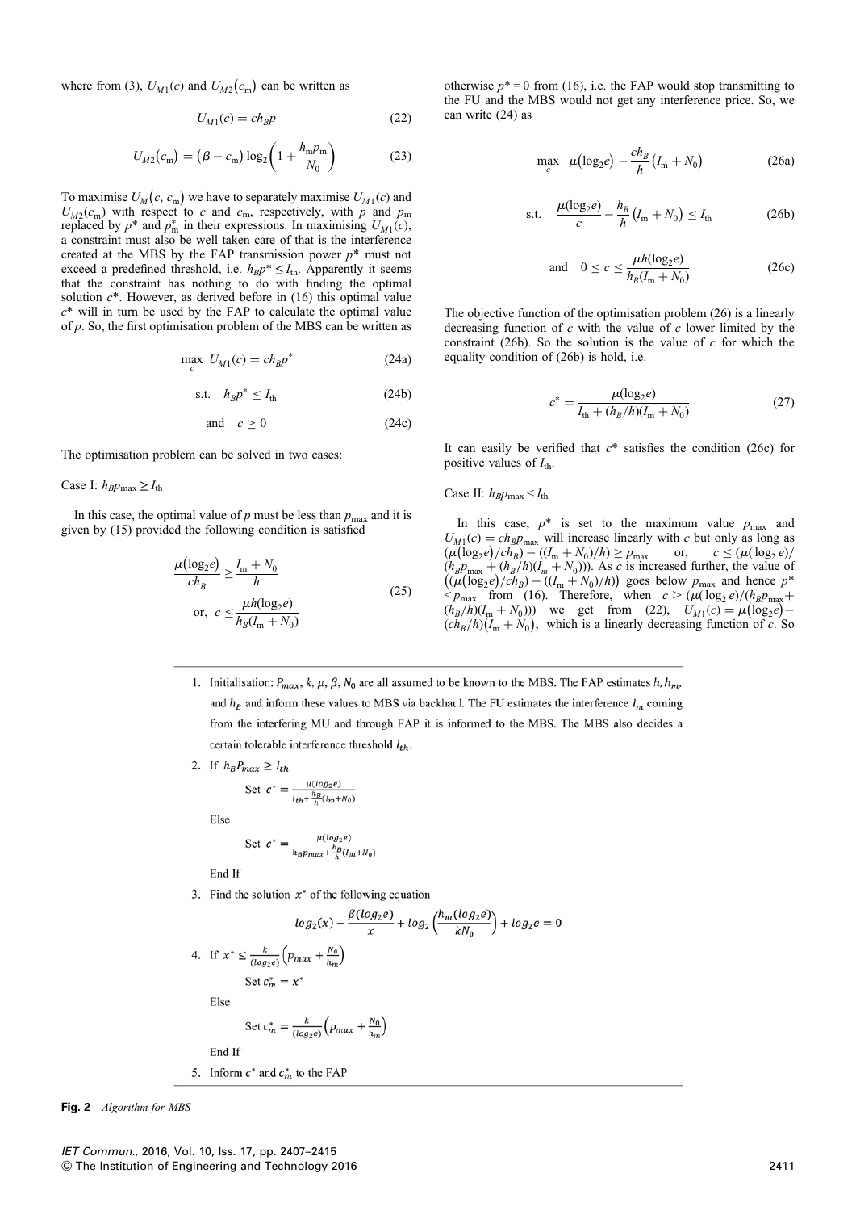where from (3), $U_{M1}(c)$ and $U_{M2}(c_{\rm m})$ can be written as

$$U_{M1}(c) = ch_B p \tag{22}$$

$$U_{M2}(c_{\rm m}) = (\beta - c_{\rm m}) \log_2\left(1 + \frac{h_{\rm m} p_{\rm m}}{N_0}\right) \tag{23}$$

To maximise $U_M(c, c_{\rm m})$ we have to separately maximise $U_{M1}(c)$ and $U_{M2}(c_{\rm m})$ with respect to $c$ and $c_{\rm m}$, respectively, with $p$ and $p_{\rm m}$ replaced by $p^*$ and $p^*_{\rm m}$ in their expressions. In maximising $U_{M1}(c)$, a constraint must also be well taken care of that is the interference created at the MBS by the FAP transmission power $p^*$ must not exceed a predefined threshold, i.e. $h_B p^* \le I_{\rm th}$. Apparently it seems that the constraint has nothing to do with finding the optimal solution $c^*$. However, as derived before in (16) this optimal value $c^*$ will in turn be used by the FAP to calculate the optimal value of $p$. So, the first optimisation problem of the MBS can be written as

$$\max_c \ U_{M1}(c) = ch_B p^* \tag{24a}$$

$$\text{s.t.} \quad h_B p^* \le I_{\rm th} \tag{24b}$$

$$\text{and} \quad c \ge 0 \tag{24c}$$

The optimisation problem can be solved in two cases:

Case I: $h_B p_{\max} \ge I_{\rm th}$

In this case, the optimal value of $p$ must be less than $p_{\max}$ and it is given by (15) provided the following condition is satisfied

$$\frac{\mu(\log_2 e)}{ch_B} \ge \frac{I_{\rm m} + N_0}{h} \quad \text{or,} \quad c \le \frac{\mu h(\log_2 e)}{h_B(I_{\rm m} + N_0)} \tag{25}$$

otherwise $p^* = 0$ from (16), i.e. the FAP would stop transmitting to the FU and the MBS would not get any interference price. So, we can write (24) as

$$\max_c \ \mu(\log_2 e) - \frac{ch_B}{h}(I_{\rm m} + N_0) \tag{26a}$$

$$\text{s.t.} \quad \frac{\mu(\log_2 e)}{c} - \frac{h_B}{h}(I_{\rm m} + N_0) \le I_{\rm th} \tag{26b}$$

$$\text{and} \quad 0 \le c \le \frac{\mu h(\log_2 e)}{h_B(I_{\rm m} + N_0)} \tag{26c}$$

The objective function of the optimisation problem (26) is a linearly decreasing function of $c$ with the value of $c$ lower limited by the constraint (26b). So the solution is the value of $c$ for which the equality condition of (26b) is hold, i.e.

$$c^* = \frac{\mu(\log_2 e)}{I_{\rm th} + (h_B/h)(I_{\rm m} + N_0)} \tag{27}$$

It can easily be verified that $c^*$ satisfies the condition (26c) for positive values of $I_{\rm th}$.

Case II: $h_B p_{\max} < I_{\rm th}$

In this case, $p^*$ is set to the maximum value $p_{\max}$ and $U_{M1}(c) = ch_B p_{\max}$ will increase linearly with $c$ but only as long as $(\mu(\log_2 e)/ch_B) - ((I_{\rm m} + N_0)/h) \ge p_{\max}$ or, $c \le (\mu(\log_2 e)/(h_B p_{\max} + (h_B/h)(I_{\rm m} + N_0)))$. As $c$ is increased further, the value of $((\mu(\log_2 e)/ch_B) - ((I_{\rm m} + N_0)/h))$ goes below $p_{\max}$ and hence $p^* < p_{\max}$ from (16). Therefore, when $c > (\mu(\log_2 e)/(h_B p_{\max} + (h_B/h)(I_{\rm m} + N_0)))$ we get from (22), $U_{M1}(c) = \mu(\log_2 e) - (ch_B/h)(I_{\rm m} + N_0)$, which is a linearly decreasing function of $c$. So

1. Initialisation: $P_{max}$, $k$, $\mu$, $\beta$, $N_0$ are all assumed to be known to the MBS. The FAP estimates $h$, $h_m$, and $h_B$ and inform these values to MBS via backhaul. The FU estimates the interference $I_m$ coming from the interfering MU and through FAP it is informed to the MBS. The MBS also decides a certain tolerable interference threshold $I_{th}$.
2. If $h_B P_{max} \ge I_{th}$

   Set $c^* = \frac{\mu(\log_2 e)}{I_{th} + \frac{h_B}{h}(I_m + N_0)}$

   Else

   Set $c^* = \frac{\mu(\log_2 e)}{h_B p_{max} + \frac{h_B}{h}(I_m + N_0)}$

   End If
3. Find the solution $x^*$ of the following equation

   $$\log_2(x) - \frac{\beta(\log_2 e)}{x} + \log_2\left(\frac{h_m(\log_2 e)}{kN_0}\right) + \log_2 e = 0$$
4. If $x^* \le \frac{k}{(\log_2 e)}\left(p_{max} + \frac{N_0}{h_m}\right)$

   Set $c_m^* = x^*$

   Else

   Set $c_m^* = \frac{k}{(\log_2 e)}\left(p_{max} + \frac{N_0}{h_m}\right)$

   End If
5. Inform $c^*$ and $c_m^*$ to the FAP

**Fig. 2** *Algorithm for MBS*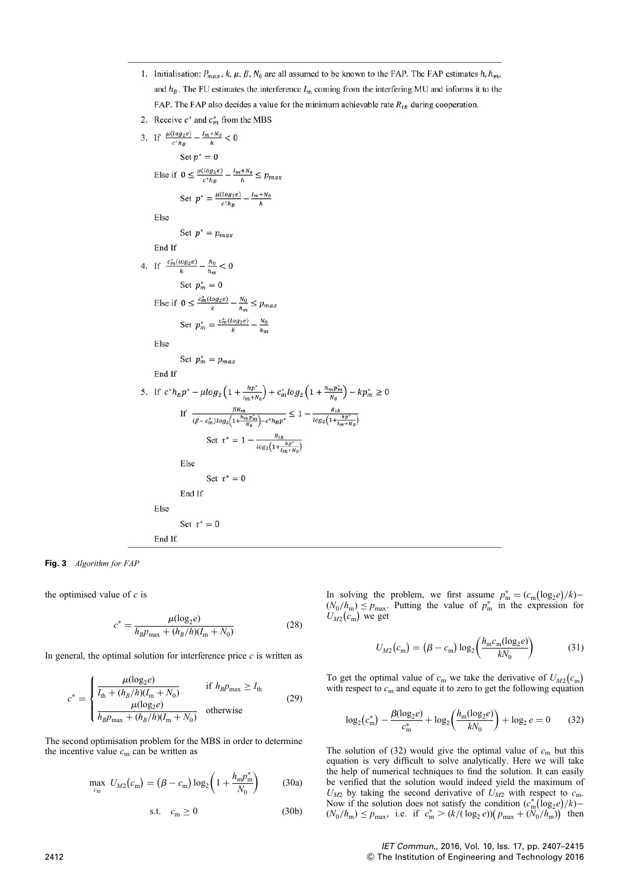1. Initialisation: $P_{max}$, $k$, $\mu$, $\beta$, $N_0$ are all assumed to be known to the FAP. The FAP estimates $h$, $h_m$, and $h_B$. The FU estimates the interference $I_m$ coming from the interfering MU and informs it to the FAP. The FAP also decides a value for the minimum achievable rate $R_{th}$ during cooperation.
2. Receive $c^*$ and $c_m^*$ from the MBS
3. If $\frac{\mu(log_2 e)}{c^* h_B} - \frac{I_m + N_0}{h} < 0$

    Set $p^* = 0$

    Else if $0 \le \frac{\mu(log_2 e)}{c^* h_B} - \frac{I_m + N_0}{h} \le p_{max}$

    Set $p^* = \frac{\mu(log_2 e)}{c^* h_B} - \frac{I_m + N_0}{h}$

    Else

    Set $p^* = p_{max}$

    End If
4. If $\frac{c_m^*(log_2 e)}{k} - \frac{N_0}{h_m} < 0$

    Set $p_m^* = 0$

    Else if $0 \le \frac{c_m^*(log_2 e)}{k} - \frac{N_0}{h_m} \le p_{max}$

    Set $p_m^* = \frac{c_m^*(log_2 e)}{k} - \frac{N_0}{h_m}$

    Else

    Set $p_m^* = p_{max}$

    End If
5. If $c^* h_B p^* - \mu log_2\left(1 + \frac{hp^*}{I_m + N_0}\right) + c_m^* log_2\left(1 + \frac{h_m p_m^*}{N_0}\right) - kp_m^* \ge 0$

    If $\frac{\beta R_m}{(\beta - c_m^*) log_2\left(1 + \frac{h_m p_m^*}{N_0}\right) - c^* h_B p^*} \le 1 - \frac{R_{th}}{log_2\left(1 + \frac{hp^*}{I_m + N_0}\right)}$

    Set $\tau^* = 1 - \frac{R_{th}}{log_2\left(1 + \frac{hp^*}{I_m + N_0}\right)}$

    Else

    Set $\tau^* = 0$

    End If

    Else

    Set $\tau^* = 0$

    End If.

**Fig. 3** *Algorithm for FAP*

the optimised value of $c$ is

$$c^* = \frac{\mu(\log_2 e)}{h_B p_{\max} + (h_B/h)(I_m + N_0)} \tag{28}$$

In general, the optimal solution for interference price $c$ is written as

$$c^* = \begin{cases} \dfrac{\mu(\log_2 e)}{I_{th} + (h_B/h)(I_m + N_0)} & \text{if } h_B p_{\max} \ge I_{th} \\ \dfrac{\mu(\log_2 e)}{h_B p_{\max} + (h_B/h)(I_m + N_0)} & \text{otherwise} \end{cases} \tag{29}$$

The second optimisation problem for the MBS in order to determine the incentive value $c_m$ can be written as

$$\max_{c_m} \; U_{M2}(c_m) = (\beta - c_m) \log_2\left(1 + \frac{h_m p_m^*}{N_0}\right) \tag{30a}$$

$$\text{s.t.} \quad c_m \ge 0 \tag{30b}$$

In solving the problem, we first assume $p_m^* = (c_m(\log_2 e)/k) - (N_0/h_m) \le p_{\max}$. Putting the value of $p_m^*$ in the expression for $U_{M2}(c_m)$ we get

$$U_{M2}(c_m) = (\beta - c_m) \log_2\left(\frac{h_m c_m (\log_2 e)}{k N_0}\right) \tag{31}$$

To get the optimal value of $c_m$ we take the derivative of $U_{M2}(c_m)$ with respect to $c_m$ and equate it to zero to get the following equation

$$\log_2(c_m^*) - \frac{\beta(\log_2 e)}{c_m^*} + \log_2\left(\frac{h_m(\log_2 e)}{k N_0}\right) + \log_2 e = 0 \tag{32}$$

The solution of (32) would give the optimal value of $c_m$ but this equation is very difficult to solve analytically. Here we will take the help of numerical techniques to find the solution. It can easily be verified that the solution would indeed yield the maximum of $U_{M2}$ by taking the second derivative of $U_{M2}$ with respect to $c_m$. Now if the solution does not satisfy the condition $(c_m^*(\log_2 e)/k) - (N_0/h_m) \le p_{\max}$, i.e. if $c_m^* > (k/(\log_2 e))(p_{\max} + (N_0/h_m))$ then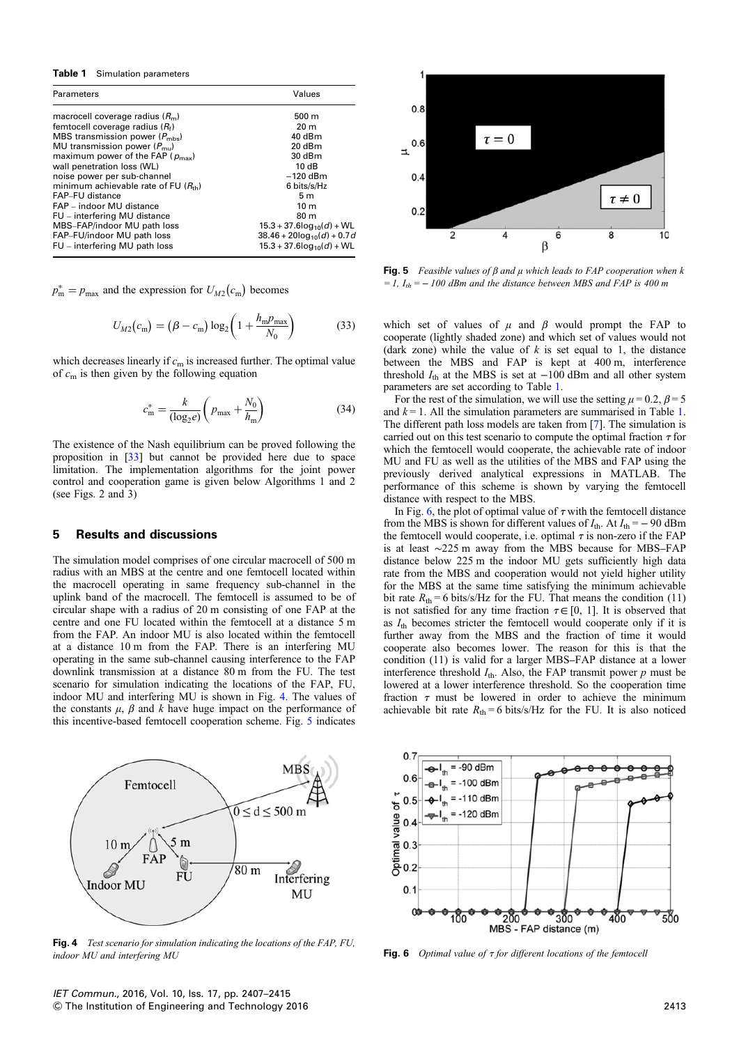**Table 1** Simulation parameters

| Parameters | Values |
|---|---|
| macrocell coverage radius ($R_m$) | 500 m |
| femtocell coverage radius ($R_f$) | 20 m |
| MBS transmission power ($P_{mbs}$) | 40 dBm |
| MU transmission power ($P_{mu}$) | 20 dBm |
| maximum power of the FAP ($p_{max}$) | 30 dBm |
| wall penetration loss (WL) | 10 dB |
| noise power per sub-channel | −120 dBm |
| minimum achievable rate of FU ($R_{th}$) | 6 bits/s/Hz |
| FAP–FU distance | 5 m |
| FAP – indoor MU distance | 10 m |
| FU – interfering MU distance | 80 m |
| MBS–FAP/indoor MU path loss | $15.3 + 37.6\log_{10}(d) + \text{WL}$ |
| FAP–FU/indoor MU path loss | $38.46 + 20\log_{10}(d) + 0.7d$ |
| FU – interfering MU path loss | $15.3 + 37.6\log_{10}(d) + \text{WL}$ |

$p_m^* = p_{max}$ and the expression for $U_{M2}(c_m)$ becomes

$$U_{M2}(c_m) = (\beta - c_m)\log_2\left(1 + \frac{h_m p_{max}}{N_0}\right) \tag{33}$$

which decreases linearly if $c_m$ is increased further. The optimal value of $c_m$ is then given by the following equation

$$c_m^* = \frac{k}{(\log_2 e)}\left(p_{max} + \frac{N_0}{h_m}\right) \tag{34}$$

The existence of the Nash equilibrium can be proved following the proposition in [33] but cannot be provided here due to space limitation. The implementation algorithms for the joint power control and cooperation game is given below Algorithms 1 and 2 (see Figs. 2 and 3)

## 5 Results and discussions

The simulation model comprises of one circular macrocell of 500 m radius with an MBS at the centre and one femtocell located within the macrocell operating in same frequency sub-channel in the uplink band of the macrocell. The femtocell is assumed to be of circular shape with a radius of 20 m consisting of one FAP at the centre and one FU located within the femtocell at a distance 5 m from the FAP. An indoor MU is also located within the femtocell at a distance 10 m from the FAP. There is an interfering MU operating in the same sub-channel causing interference to the FAP downlink transmission at a distance 80 m from the FU. The test scenario for simulation indicating the locations of the FAP, FU, indoor MU and interfering MU is shown in Fig. 4. The values of the constants $\mu$, $\beta$ and $k$ have huge impact on the performance of this incentive-based femtocell cooperation scheme. Fig. 5 indicates which set of values of $\mu$ and $\beta$ would prompt the FAP to cooperate (lightly shaded zone) and which set of values would not (dark zone) while the value of $k$ is set equal to 1, the distance between the MBS and FAP is kept at 400 m, interference threshold $I_{th}$ at the MBS is set at −100 dBm and all other system parameters are set according to Table 1.

**Fig. 4** *Test scenario for simulation indicating the locations of the FAP, FU, indoor MU and interfering MU*

**Fig. 5** *Feasible values of β and μ which leads to FAP cooperation when k = 1, $I_{th}$ = − 100 dBm and the distance between MBS and FAP is 400 m*

For the rest of the simulation, we will use the setting $\mu = 0.2$, $\beta = 5$ and $k = 1$. All the simulation parameters are summarised in Table 1. The different path loss models are taken from [7]. The simulation is carried out on this test scenario to compute the optimal fraction $\tau$ for which the femtocell would cooperate, the achievable rate of indoor MU and FU as well as the utilities of the MBS and FAP using the previously derived analytical expressions in MATLAB. The performance of this scheme is shown by varying the femtocell distance with respect to the MBS.

In Fig. 6, the plot of optimal value of $\tau$ with the femtocell distance from the MBS is shown for different values of $I_{th}$. At $I_{th}$ = − 90 dBm the femtocell would cooperate, i.e. optimal $\tau$ is non-zero if the FAP is at least ∼225 m away from the MBS because for MBS–FAP distance below 225 m the indoor MU gets sufficiently high data rate from the MBS and cooperation would not yield higher utility for the MBS at the same time satisfying the minimum achievable bit rate $R_{th}$ = 6 bits/s/Hz for the FU. That means the condition (11) is not satisfied for any time fraction $\tau \in [0, 1]$. It is observed that as $I_{th}$ becomes stricter the femtocell would cooperate only if it is further away from the MBS and the fraction of time it would cooperate also becomes lower. The reason for this is that the condition (11) is valid for a larger MBS–FAP distance at a lower interference threshold $I_{th}$. Also, the FAP transmit power $p$ must be lowered at a lower interference threshold. So the cooperation time fraction $\tau$ must be lowered in order to achieve the minimum achievable bit rate $R_{th}$ = 6 bits/s/Hz for the FU. It is also noticed

**Fig. 6** *Optimal value of τ for different locations of the femtocell*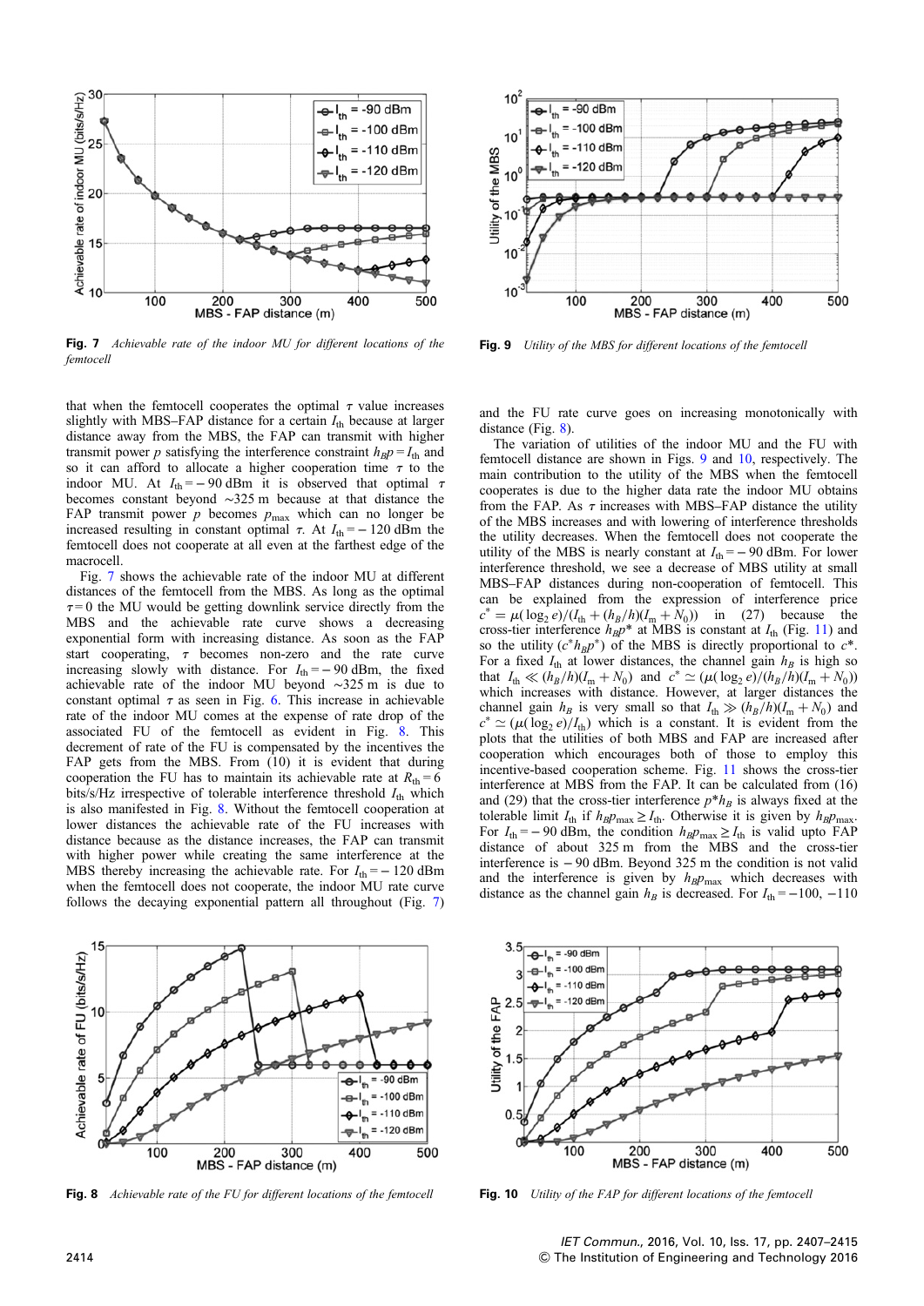Fig. 7 *Achievable rate of the indoor MU for different locations of the femtocell*

Fig. 9 *Utility of the MBS for different locations of the femtocell*

that when the femtocell cooperates the optimal $\tau$ value increases slightly with MBS–FAP distance for a certain $I_{\text{th}}$ because at larger distance away from the MBS, the FAP can transmit with higher transmit power $p$ satisfying the interference constraint $h_B p = I_{\text{th}}$ and so it can afford to allocate a higher cooperation time $\tau$ to the indoor MU. At $I_{\text{th}} = -90$ dBm it is observed that optimal $\tau$ becomes constant beyond ∼325 m because at that distance the FAP transmit power $p$ becomes $p_{\max}$ which can no longer be increased resulting in constant optimal $\tau$. At $I_{\text{th}} = -120$ dBm the femtocell does not cooperate at all even at the farthest edge of the macrocell.

Fig. 7 shows the achievable rate of the indoor MU at different distances of the femtocell from the MBS. As long as the optimal $\tau = 0$ the MU would be getting downlink service directly from the MBS and the achievable rate curve shows a decreasing exponential form with increasing distance. As soon as the FAP start cooperating, $\tau$ becomes non-zero and the rate curve increasing slowly with distance. For $I_{\text{th}} = -90$ dBm, the fixed achievable rate of the indoor MU beyond ∼325 m is due to constant optimal $\tau$ as seen in Fig. 6. This increase in achievable rate of the indoor MU comes at the expense of rate drop of the associated FU of the femtocell as evident in Fig. 8. This decrement of rate of the FU is compensated by the incentives the FAP gets from the MBS. From (10) it is evident that during cooperation the FU has to maintain its achievable rate at $R_{\text{th}} = 6$ bits/s/Hz irrespective of tolerable interference threshold $I_{\text{th}}$ which is also manifested in Fig. 8. Without the femtocell cooperation at lower distances the achievable rate of the FU increases with distance because as the distance increases, the FAP can transmit with higher power while creating the same interference at the MBS thereby increasing the achievable rate. For $I_{\text{th}} = -120$ dBm when the femtocell does not cooperate, the indoor MU rate curve follows the decaying exponential pattern all throughout (Fig. 7) and the FU rate curve goes on increasing monotonically with distance (Fig. 8).

The variation of utilities of the indoor MU and the FU with femtocell distance are shown in Figs. 9 and 10, respectively. The main contribution to the utility of the MBS when the femtocell cooperates is due to the higher data rate the indoor MU obtains from the FAP. As $\tau$ increases with MBS–FAP distance the utility of the MBS increases and with lowering of interference thresholds the utility decreases. When the femtocell does not cooperate the utility of the MBS is nearly constant at $I_{\text{th}} = -90$ dBm. For lower interference threshold, we see a decrease of MBS utility at small MBS–FAP distances during non-cooperation of femtocell. This can be explained from the expression of interference price $c^* = \mu(\log_2 e)/(I_{\text{th}} + (h_B/h)(I_{\text{m}} + N_0))$ in (27) because the cross-tier interference $h_B p^*$ at MBS is constant at $I_{\text{th}}$ (Fig. 11) and so the utility $(c^* h_B p^*)$ of the MBS is directly proportional to $c^*$. For a fixed $I_{\text{th}}$ at lower distances, the channel gain $h_B$ is high so that $I_{\text{th}} \ll (h_B/h)(I_{\text{m}} + N_0)$ and $c^* \simeq (\mu(\log_2 e)/(h_B/h)(I_{\text{m}} + N_0))$ which increases with distance. However, at larger distances the channel gain $h_B$ is very small so that $I_{\text{th}} \gg (h_B/h)(I_{\text{m}} + N_0)$ and $c^* \simeq (\mu(\log_2 e)/I_{\text{th}})$ which is a constant. It is evident from the plots that the utilities of both MBS and FAP are increased after cooperation which encourages both of those to employ this incentive-based cooperation scheme. Fig. 11 shows the cross-tier interference at MBS from the FAP. It can be calculated from (16) and (29) that the cross-tier interference $p^* h_B$ is always fixed at the tolerable limit $I_{\text{th}}$ if $h_B p_{\max} \geq I_{\text{th}}$. Otherwise it is given by $h_B p_{\max}$. For $I_{\text{th}} = -90$ dBm, the condition $h_B p_{\max} \geq I_{\text{th}}$ is valid upto FAP distance of about 325 m from the MBS and the cross-tier interference is −90 dBm. Beyond 325 m the condition is not valid and the interference is given by $h_B p_{\max}$ which decreases with distance as the channel gain $h_B$ is decreased. For $I_{\text{th}} = -100$, −110

Fig. 8 *Achievable rate of the FU for different locations of the femtocell*

Fig. 10 *Utility of the FAP for different locations of the femtocell*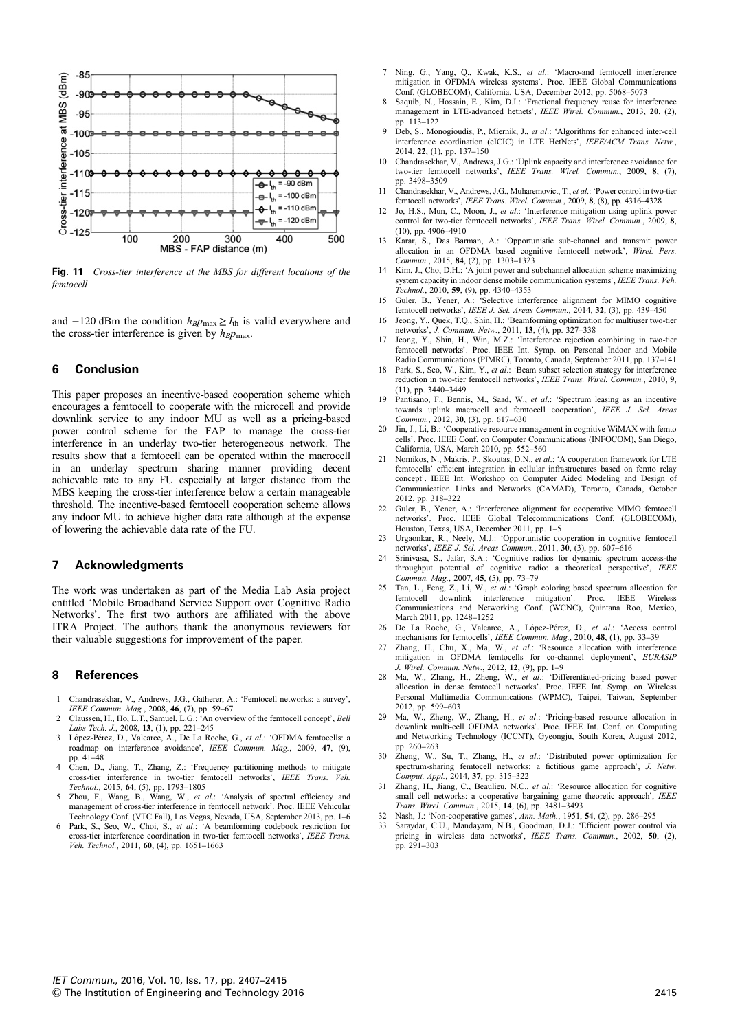-85
-90
-95
-100
-105
-110
-115
-120
-125
Cross-tier interference at MBS (dBm)
100
200
300
400
500
MBS - FAP distance (m)
$I_{th}$ = -90 dBm
$I_{th}$ = -100 dBm
$I_{th}$ = -110 dBm
$I_{th}$ = -120 dBm

**Fig. 11** *Cross-tier interference at the MBS for different locations of the femtocell*

and −120 dBm the condition $h_{B}p_{\max} \geq I_{\text{th}}$ is valid everywhere and the cross-tier interference is given by $h_{B}p_{\max}$.

## 6 Conclusion

This paper proposes an incentive-based cooperation scheme which encourages a femtocell to cooperate with the microcell and provide downlink service to any indoor MU as well as a pricing-based power control scheme for the FAP to manage the cross-tier interference in an underlay two-tier heterogeneous network. The results show that a femtocell can be operated within the macrocell in an underlay spectrum sharing manner providing decent achievable rate to any FU especially at larger distance from the MBS keeping the cross-tier interference below a certain manageable threshold. The incentive-based femtocell cooperation scheme allows any indoor MU to achieve higher data rate although at the expense of lowering the achievable data rate of the FU.

## 7 Acknowledgments

The work was undertaken as part of the Media Lab Asia project entitled 'Mobile Broadband Service Support over Cognitive Radio Networks'. The first two authors are affiliated with the above ITRA Project. The authors thank the anonymous reviewers for their valuable suggestions for improvement of the paper.

## 8 References

1. Chandrasekhar, V., Andrews, J.G., Gatherer, A.: 'Femtocell networks: a survey', *IEEE Commun. Mag.*, 2008, **46**, (7), pp. 59–67
2. Claussen, H., Ho, L.T., Samuel, L.G.: 'An overview of the femtocell concept', *Bell Labs Tech. J.*, 2008, **13**, (1), pp. 221–245
3. López-Pérez, D., Valcarce, A., De La Roche, G., *et al.*: 'OFDMA femtocells: a roadmap on interference avoidance', *IEEE Commun. Mag.*, 2009, **47**, (9), pp. 41–48
4. Chen, D., Jiang, T., Zhang, Z.: 'Frequency partitioning methods to mitigate cross-tier interference in two-tier femtocell networks', *IEEE Trans. Veh. Technol.*, 2015, **64**, (5), pp. 1793–1805
5. Zhou, F., Wang, B., Wang, W., *et al.*: 'Analysis of spectral efficiency and management of cross-tier interference in femtocell network'. Proc. IEEE Vehicular Technology Conf. (VTC Fall), Las Vegas, Nevada, USA, September 2013, pp. 1–6
6. Park, S., Seo, W., Choi, S., *et al.*: 'A beamforming codebook restriction for cross-tier interference coordination in two-tier femtocell networks', *IEEE Trans. Veh. Technol.*, 2011, **60**, (4), pp. 1651–1663
7. Ning, G., Yang, Q., Kwak, K.S., *et al.*: 'Macro-and femtocell interference mitigation in OFDMA wireless systems'. Proc. IEEE Global Communications Conf. (GLOBECOM), California, USA, December 2012, pp. 5068–5073
8. Saquib, N., Hossain, E., Kim, D.I.: 'Fractional frequency reuse for interference management in LTE-advanced hetnets', *IEEE Wirel. Commun.*, 2013, **20**, (2), pp. 113–122
9. Deb, S., Monogioudis, P., Miernik, J., *et al.*: 'Algorithms for enhanced inter-cell interference coordination (eICIC) in LTE HetNets', *IEEE/ACM Trans. Netw.*, 2014, **22**, (1), pp. 137–150
10. Chandrasekhar, V., Andrews, J.G.: 'Uplink capacity and interference avoidance for two-tier femtocell networks', *IEEE Trans. Wirel. Commun.*, 2009, **8**, (7), pp. 3498–3509
11. Chandrasekhar, V., Andrews, J.G., Muharemovict, T., *et al.*: 'Power control in two-tier femtocell networks', *IEEE Trans. Wirel. Commun.*, 2009, **8**, (8), pp. 4316–4328
12. Jo, H.S., Mun, C., Moon, J., *et al.*: 'Interference mitigation using uplink power control for two-tier femtocell networks', *IEEE Trans. Wirel. Commun.*, 2009, **8**, (10), pp. 4906–4910
13. Karar, S., Das Barman, A.: 'Opportunistic sub-channel and transmit power allocation in an OFDMA based cognitive femtocell network', *Wirel. Pers. Commun.*, 2015, **84**, (2), pp. 1303–1323
14. Kim, J., Cho, D.H.: 'A joint power and subchannel allocation scheme maximizing system capacity in indoor dense mobile communication systems', *IEEE Trans. Veh. Technol.*, 2010, **59**, (9), pp. 4340–4353
15. Guler, B., Yener, A.: 'Selective interference alignment for MIMO cognitive femtocell networks', *IEEE J. Sel. Areas Commun.*, 2014, **32**, (3), pp. 439–450
16. Jeong, Y., Quek, T.Q., Shin, H.: 'Beamforming optimization for multiuser two-tier networks', *J. Commun. Netw.*, 2011, **13**, (4), pp. 327–338
17. Jeong, Y., Shin, H., Win, M.Z.: 'Interference rejection combining in two-tier femtocell networks'. Proc. IEEE Int. Symp. on Personal Indoor and Mobile Radio Communications (PIMRC), Toronto, Canada, September 2011, pp. 137–141
18. Park, S., Seo, W., Kim, Y., *et al.*: 'Beam subset selection strategy for interference reduction in two-tier femtocell networks', *IEEE Trans. Wirel. Commun.*, 2010, **9**, (11), pp. 3440–3449
19. Pantisano, F., Bennis, M., Saad, W., *et al.*: 'Spectrum leasing as an incentive towards uplink macrocell and femtocell cooperation', *IEEE J. Sel. Areas Commun.*, 2012, **30**, (3), pp. 617–630
20. Jin, J., Li, B.: 'Cooperative resource management in cognitive WiMAX with femto cells'. Proc. IEEE Conf. on Computer Communications (INFOCOM), San Diego, California, USA, March 2010, pp. 552–560
21. Nomikos, N., Makris, P., Skoutas, D.N., *et al.*: 'A cooperation framework for LTE femtocells' efficient integration in cellular infrastructures based on femto relay concept'. IEEE Int. Workshop on Computer Aided Modeling and Design of Communication Links and Networks (CAMAD), Toronto, Canada, October 2012, pp. 318–322
22. Guler, B., Yener, A.: 'Interference alignment for cooperative MIMO femtocell networks'. Proc. IEEE Global Telecommunications Conf. (GLOBECOM), Houston, Texas, USA, December 2011, pp. 1–5
23. Urgaonkar, R., Neely, M.J.: 'Opportunistic cooperation in cognitive femtocell networks', *IEEE J. Sel. Areas Commun.*, 2011, **30**, (3), pp. 607–616
24. Srinivasa, S., Jafar, S.A.: 'Cognitive radios for dynamic spectrum access-the throughput potential of cognitive radio: a theoretical perspective', *IEEE Commun. Mag.*, 2007, **45**, (5), pp. 73–79
25. Tan, L., Feng, Z., Li, W., *et al.*: 'Graph coloring based spectrum allocation for femtocell downlink interference mitigation'. Proc. IEEE Wireless Communications and Networking Conf. (WCNC), Quintana Roo, Mexico, March 2011, pp. 1248–1252
26. De La Roche, G., Valcarce, A., López-Pérez, D., *et al.*: 'Access control mechanisms for femtocells', *IEEE Commun. Mag.*, 2010, **48**, (1), pp. 33–39
27. Zhang, H., Chu, X., Ma, W., *et al.*: 'Resource allocation with interference mitigation in OFDMA femtocells for co-channel deployment', *EURASIP J. Wirel. Commun. Netw.*, 2012, **12**, (9), pp. 1–9
28. Ma, W., Zhang, H., Zheng, W., *et al.*: 'Differentiated-pricing based power allocation in dense femtocell networks'. Proc. IEEE Int. Symp. on Wireless Personal Multimedia Communications (WPMC), Taipei, Taiwan, September 2012, pp. 599–603
29. Ma, W., Zheng, W., Zhang, H., *et al.*: 'Pricing-based resource allocation in downlink multi-cell OFDMA networks'. Proc. IEEE Int. Conf. on Computing and Networking Technology (ICCNT), Gyeongju, South Korea, August 2012, pp. 260–263
30. Zheng, W., Su, T., Zhang, H., *et al.*: 'Distributed power optimization for spectrum-sharing femtocell networks: a fictitious game approach', *J. Netw. Comput. Appl.*, 2014, **37**, pp. 315–322
31. Zhang, H., Jiang, C., Beaulieu, N.C., *et al.*: 'Resource allocation for cognitive small cell networks: a cooperative bargaining game theoretic approach', *IEEE Trans. Wirel. Commun.*, 2015, **14**, (6), pp. 3481–3493
32. Nash, J.: 'Non-cooperative games', *Ann. Math.*, 1951, **54**, (2), pp. 286–295
33. Saraydar, C.U., Mandayam, N.B., Goodman, D.J.: 'Efficient power control via pricing in wireless data networks', *IEEE Trans. Commun.*, 2002, **50**, (2), pp. 291–303